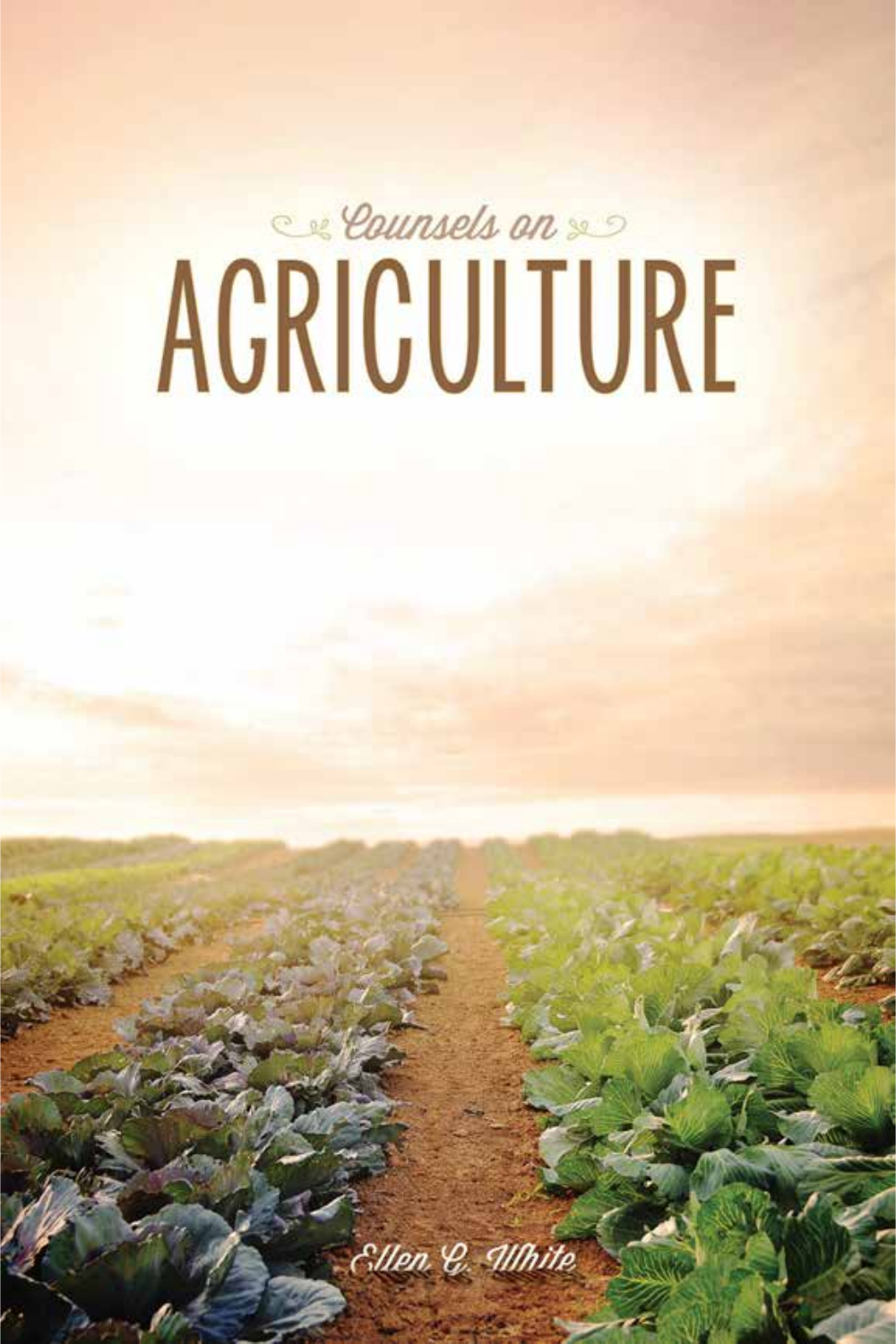Counsels on

# AGRICULTURE

Ellen G. White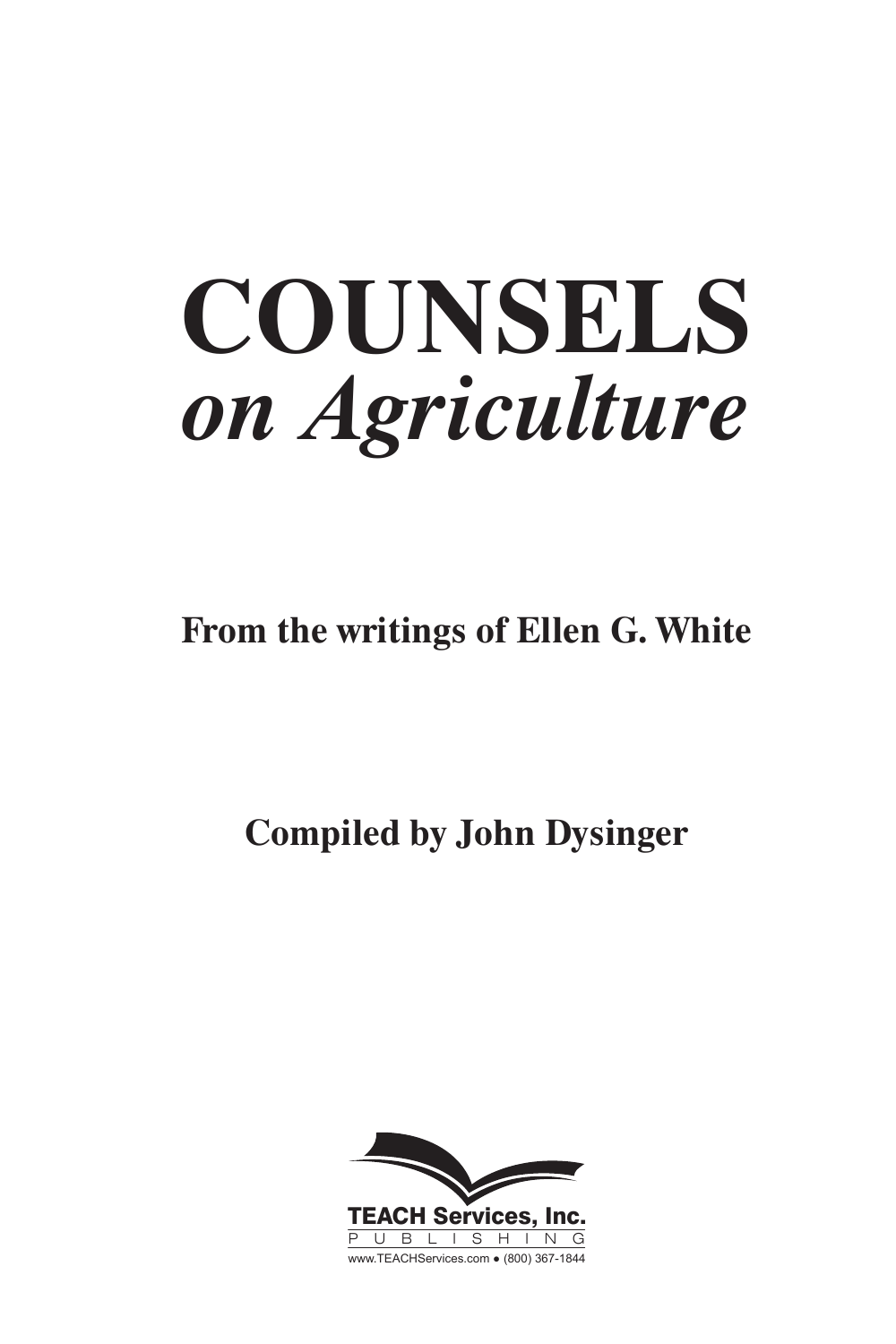# COUNSELS
# *on Agriculture*

**From the writings of Ellen G. White**

**Compiled by John Dysinger**

**TEACH Services, Inc.**
P U B L I S H I N G
www.TEACHServices.com • (800) 367-1844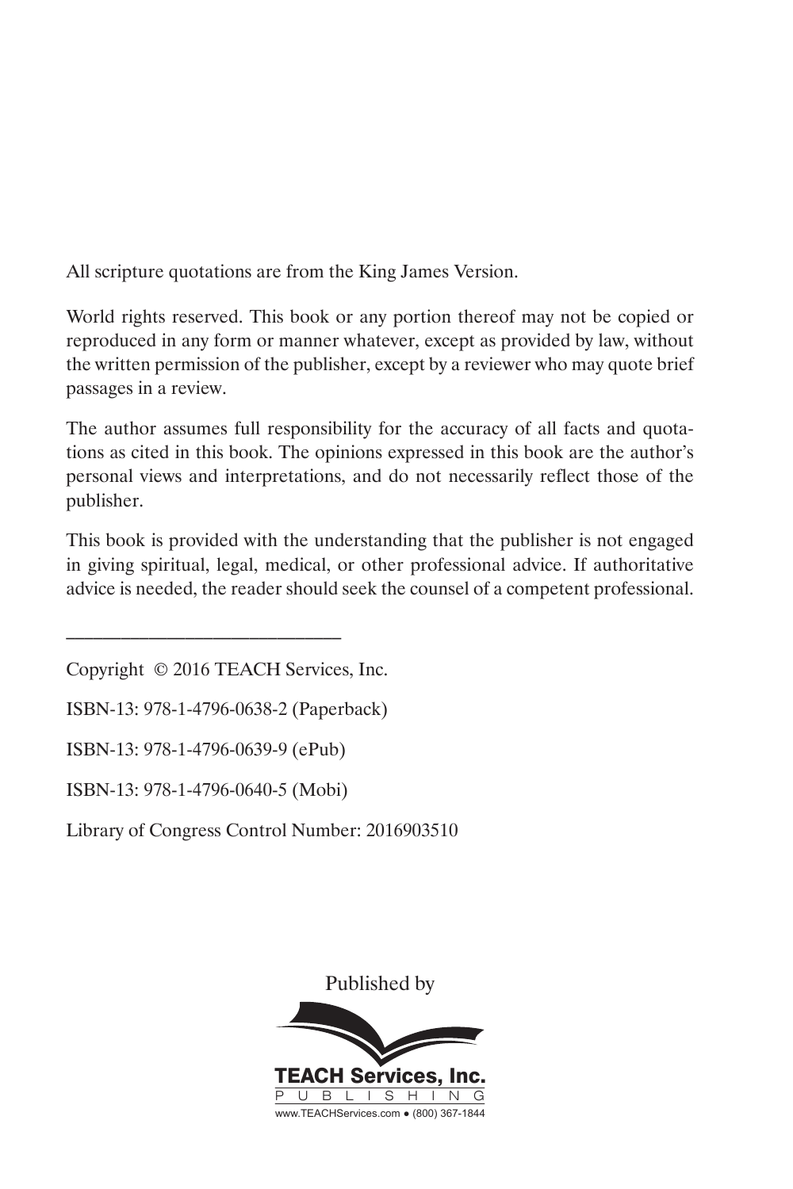All scripture quotations are from the King James Version.

World rights reserved. This book or any portion thereof may not be copied or reproduced in any form or manner whatever, except as provided by law, without the written permission of the publisher, except by a reviewer who may quote brief passages in a review.

The author assumes full responsibility for the accuracy of all facts and quotations as cited in this book. The opinions expressed in this book are the author's personal views and interpretations, and do not necessarily reflect those of the publisher.

This book is provided with the understanding that the publisher is not engaged in giving spiritual, legal, medical, or other professional advice. If authoritative advice is needed, the reader should seek the counsel of a competent professional.

---

Copyright © 2016 TEACH Services, Inc.

ISBN-13: 978-1-4796-0638-2 (Paperback)

ISBN-13: 978-1-4796-0639-9 (ePub)

ISBN-13: 978-1-4796-0640-5 (Mobi)

Library of Congress Control Number: 2016903510

Published by

TEACH Services, Inc.
PUBLISHING
www.TEACHServices.com • (800) 367-1844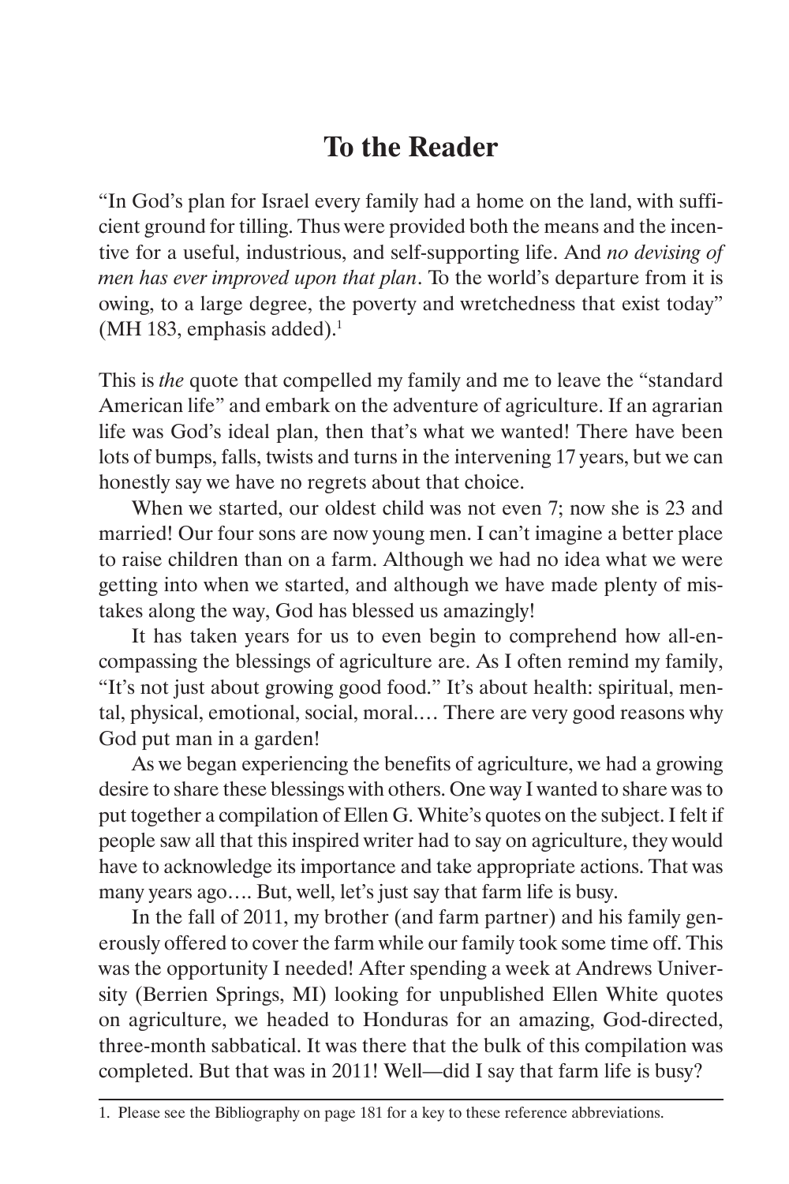# To the Reader

"In God's plan for Israel every family had a home on the land, with sufficient ground for tilling. Thus were provided both the means and the incentive for a useful, industrious, and self-supporting life. And *no devising of men has ever improved upon that plan*. To the world's departure from it is owing, to a large degree, the poverty and wretchedness that exist today" (MH 183, emphasis added).[1]

This is *the* quote that compelled my family and me to leave the "standard American life" and embark on the adventure of agriculture. If an agrarian life was God's ideal plan, then that's what we wanted! There have been lots of bumps, falls, twists and turns in the intervening 17 years, but we can honestly say we have no regrets about that choice.

When we started, our oldest child was not even 7; now she is 23 and married! Our four sons are now young men. I can't imagine a better place to raise children than on a farm. Although we had no idea what we were getting into when we started, and although we have made plenty of mistakes along the way, God has blessed us amazingly!

It has taken years for us to even begin to comprehend how all-encompassing the blessings of agriculture are. As I often remind my family, "It's not just about growing good food." It's about health: spiritual, mental, physical, emotional, social, moral.… There are very good reasons why God put man in a garden!

As we began experiencing the benefits of agriculture, we had a growing desire to share these blessings with others. One way I wanted to share was to put together a compilation of Ellen G. White's quotes on the subject. I felt if people saw all that this inspired writer had to say on agriculture, they would have to acknowledge its importance and take appropriate actions. That was many years ago…. But, well, let's just say that farm life is busy.

In the fall of 2011, my brother (and farm partner) and his family generously offered to cover the farm while our family took some time off. This was the opportunity I needed! After spending a week at Andrews University (Berrien Springs, MI) looking for unpublished Ellen White quotes on agriculture, we headed to Honduras for an amazing, God-directed, three-month sabbatical. It was there that the bulk of this compilation was completed. But that was in 2011! Well—did I say that farm life is busy?

1. Please see the Bibliography on page 181 for a key to these reference abbreviations.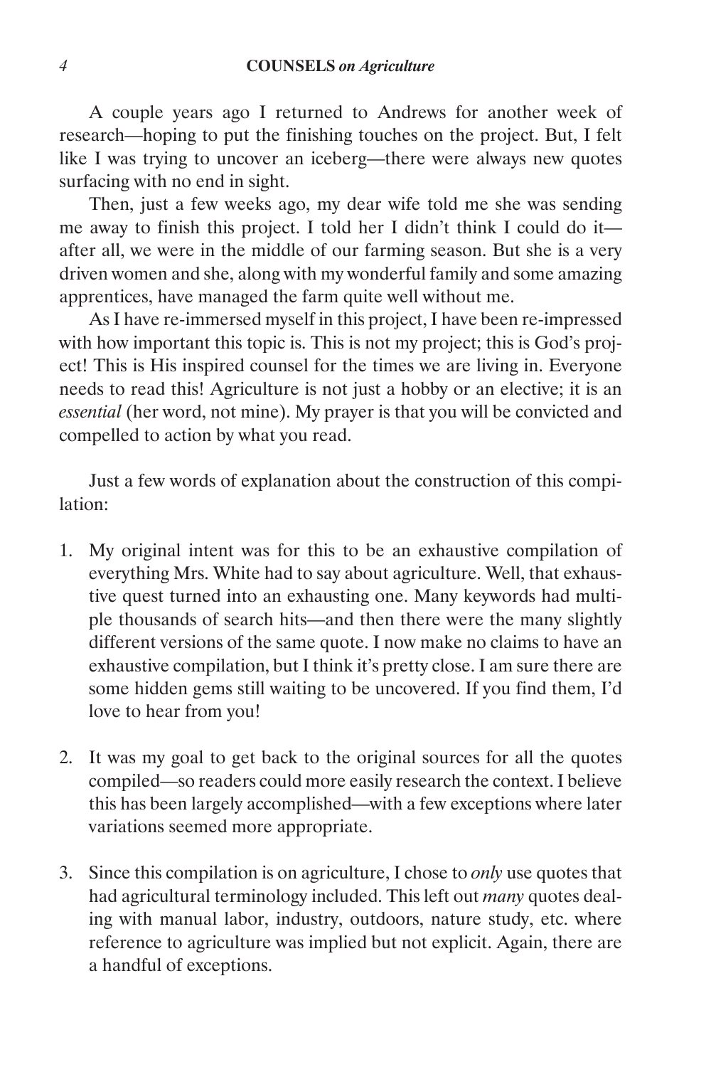A couple years ago I returned to Andrews for another week of research—hoping to put the finishing touches on the project. But, I felt like I was trying to uncover an iceberg—there were always new quotes surfacing with no end in sight.

Then, just a few weeks ago, my dear wife told me she was sending me away to finish this project. I told her I didn't think I could do it—after all, we were in the middle of our farming season. But she is a very driven women and she, along with my wonderful family and some amazing apprentices, have managed the farm quite well without me.

As I have re-immersed myself in this project, I have been re-impressed with how important this topic is. This is not my project; this is God's project! This is His inspired counsel for the times we are living in. Everyone needs to read this! Agriculture is not just a hobby or an elective; it is an *essential* (her word, not mine). My prayer is that you will be convicted and compelled to action by what you read.

Just a few words of explanation about the construction of this compilation:

1. My original intent was for this to be an exhaustive compilation of everything Mrs. White had to say about agriculture. Well, that exhaustive quest turned into an exhausting one. Many keywords had multiple thousands of search hits—and then there were the many slightly different versions of the same quote. I now make no claims to have an exhaustive compilation, but I think it's pretty close. I am sure there are some hidden gems still waiting to be uncovered. If you find them, I'd love to hear from you!

2. It was my goal to get back to the original sources for all the quotes compiled—so readers could more easily research the context. I believe this has been largely accomplished—with a few exceptions where later variations seemed more appropriate.

3. Since this compilation is on agriculture, I chose to *only* use quotes that had agricultural terminology included. This left out *many* quotes dealing with manual labor, industry, outdoors, nature study, etc. where reference to agriculture was implied but not explicit. Again, there are a handful of exceptions.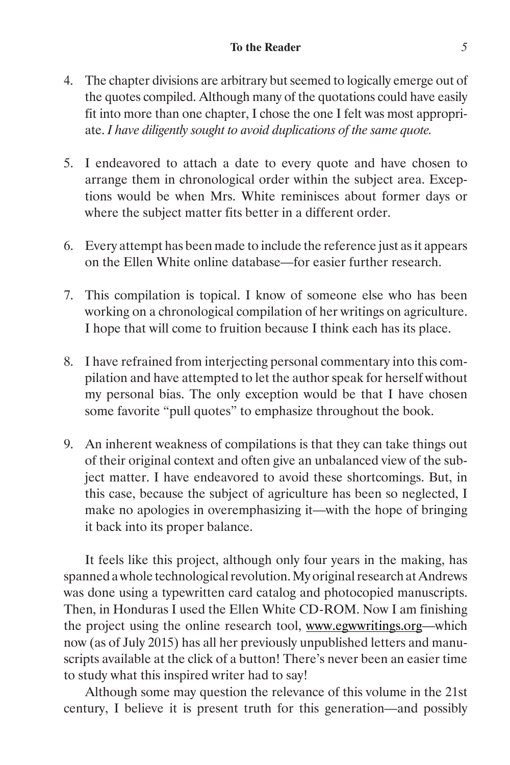4. The chapter divisions are arbitrary but seemed to logically emerge out of the quotes compiled. Although many of the quotations could have easily fit into more than one chapter, I chose the one I felt was most appropriate. *I have diligently sought to avoid duplications of the same quote.*

5. I endeavored to attach a date to every quote and have chosen to arrange them in chronological order within the subject area. Exceptions would be when Mrs. White reminisces about former days or where the subject matter fits better in a different order.

6. Every attempt has been made to include the reference just as it appears on the Ellen White online database—for easier further research.

7. This compilation is topical. I know of someone else who has been working on a chronological compilation of her writings on agriculture. I hope that will come to fruition because I think each has its place.

8. I have refrained from interjecting personal commentary into this compilation and have attempted to let the author speak for herself without my personal bias. The only exception would be that I have chosen some favorite "pull quotes" to emphasize throughout the book.

9. An inherent weakness of compilations is that they can take things out of their original context and often give an unbalanced view of the subject matter. I have endeavored to avoid these shortcomings. But, in this case, because the subject of agriculture has been so neglected, I make no apologies in overemphasizing it—with the hope of bringing it back into its proper balance.

It feels like this project, although only four years in the making, has spanned a whole technological revolution. My original research at Andrews was done using a typewritten card catalog and photocopied manuscripts. Then, in Honduras I used the Ellen White CD-ROM. Now I am finishing the project using the online research tool, www.egwwritings.org—which now (as of July 2015) has all her previously unpublished letters and manuscripts available at the click of a button! There's never been an easier time to study what this inspired writer had to say!

Although some may question the relevance of this volume in the 21st century, I believe it is present truth for this generation—and possibly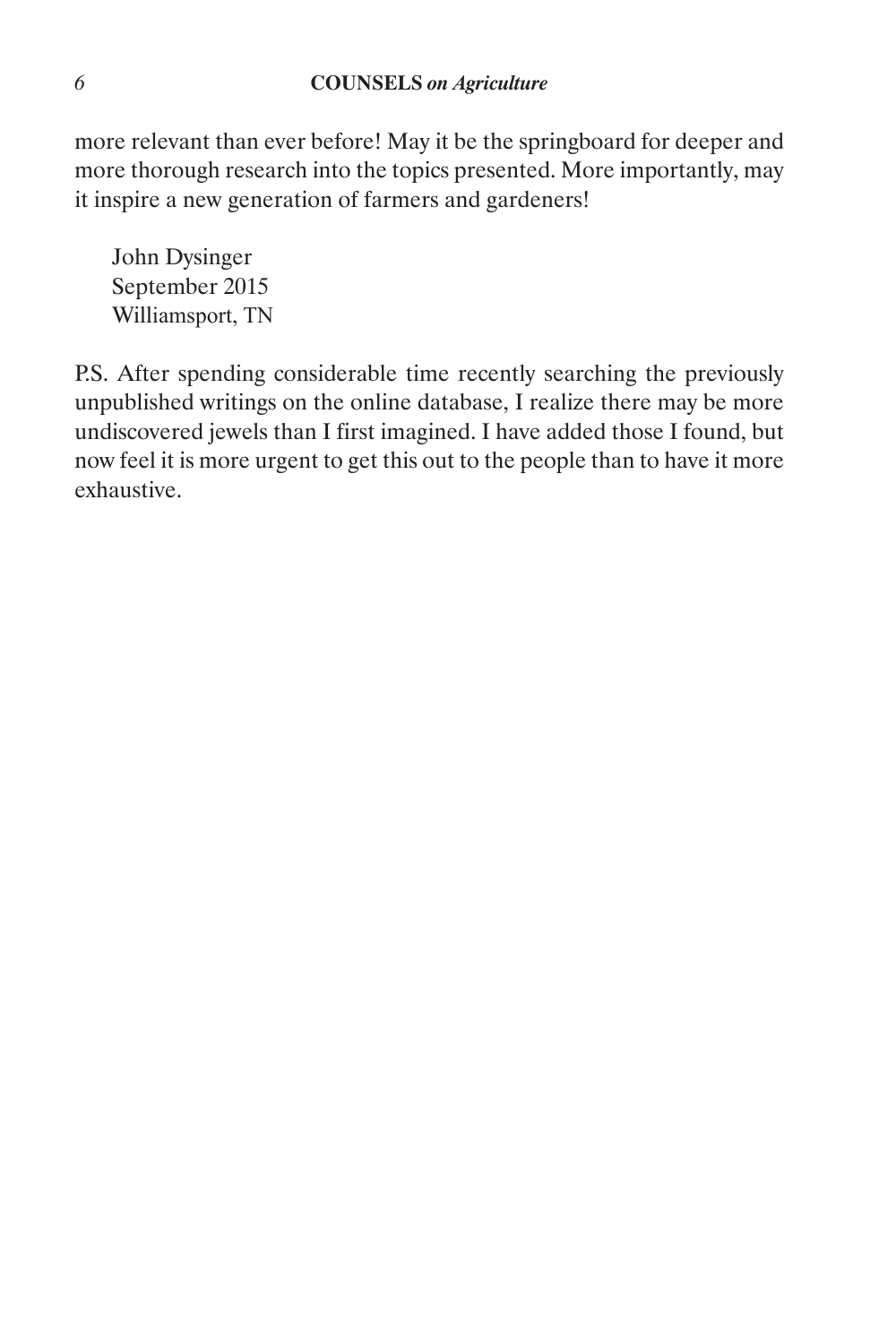more relevant than ever before! May it be the springboard for deeper and more thorough research into the topics presented. More importantly, may it inspire a new generation of farmers and gardeners!

John Dysinger  
September 2015  
Williamsport, TN

P.S. After spending considerable time recently searching the previously unpublished writings on the online database, I realize there may be more undiscovered jewels than I first imagined. I have added those I found, but now feel it is more urgent to get this out to the people than to have it more exhaustive.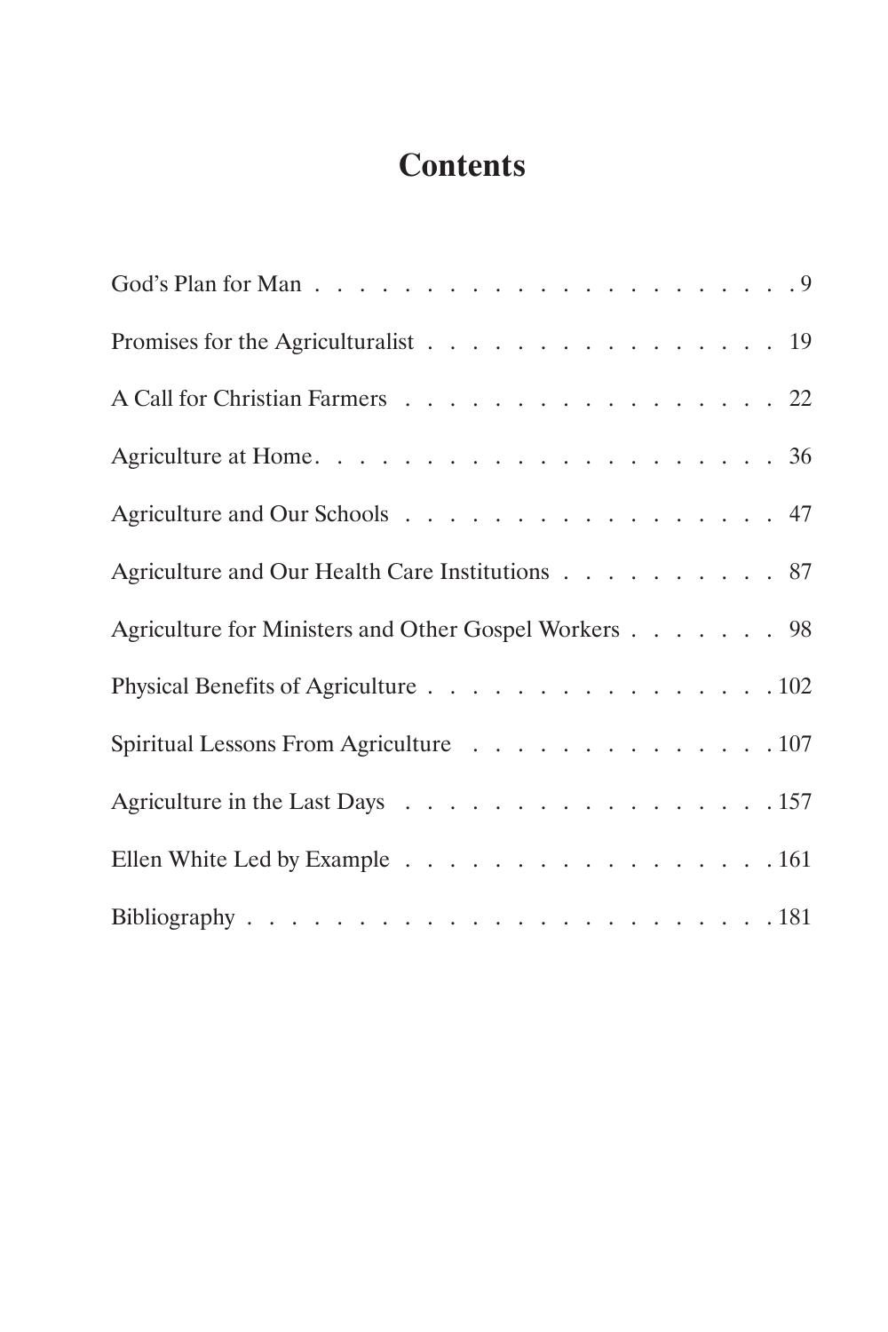# Contents

God's Plan for Man . . . . . . . . . . . . . . . . . . . . . . . 9

Promises for the Agriculturalist . . . . . . . . . . . . . . . . . 19

A Call for Christian Farmers . . . . . . . . . . . . . . . . . . 22

Agriculture at Home . . . . . . . . . . . . . . . . . . . . . . 36

Agriculture and Our Schools . . . . . . . . . . . . . . . . . . 47

Agriculture and Our Health Care Institutions . . . . . . . . . . 87

Agriculture for Ministers and Other Gospel Workers . . . . . . . 98

Physical Benefits of Agriculture . . . . . . . . . . . . . . . . 102

Spiritual Lessons From Agriculture . . . . . . . . . . . . . . . 107

Agriculture in the Last Days . . . . . . . . . . . . . . . . . . 157

Ellen White Led by Example . . . . . . . . . . . . . . . . . . 161

Bibliography . . . . . . . . . . . . . . . . . . . . . . . . . 181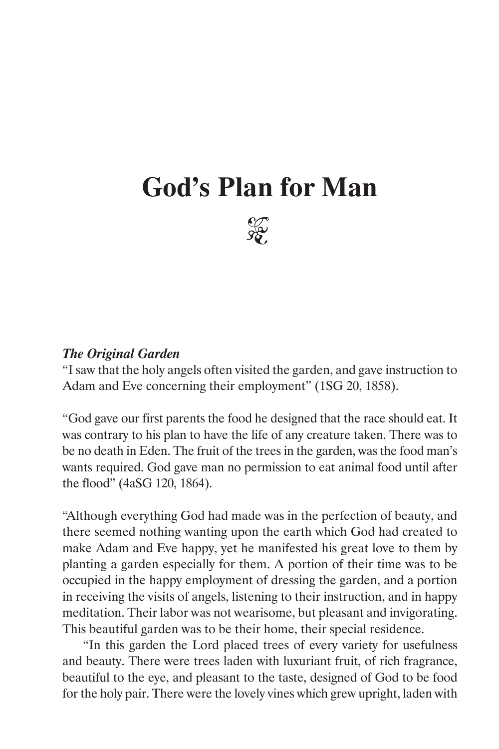# God's Plan for Man

### *The Original Garden*

"I saw that the holy angels often visited the garden, and gave instruction to Adam and Eve concerning their employment" (1SG 20, 1858).

"God gave our first parents the food he designed that the race should eat. It was contrary to his plan to have the life of any creature taken. There was to be no death in Eden. The fruit of the trees in the garden, was the food man's wants required. God gave man no permission to eat animal food until after the flood" (4aSG 120, 1864).

"Although everything God had made was in the perfection of beauty, and there seemed nothing wanting upon the earth which God had created to make Adam and Eve happy, yet he manifested his great love to them by planting a garden especially for them. A portion of their time was to be occupied in the happy employment of dressing the garden, and a portion in receiving the visits of angels, listening to their instruction, and in happy meditation. Their labor was not wearisome, but pleasant and invigorating. This beautiful garden was to be their home, their special residence.

"In this garden the Lord placed trees of every variety for usefulness and beauty. There were trees laden with luxuriant fruit, of rich fragrance, beautiful to the eye, and pleasant to the taste, designed of God to be food for the holy pair. There were the lovely vines which grew upright, laden with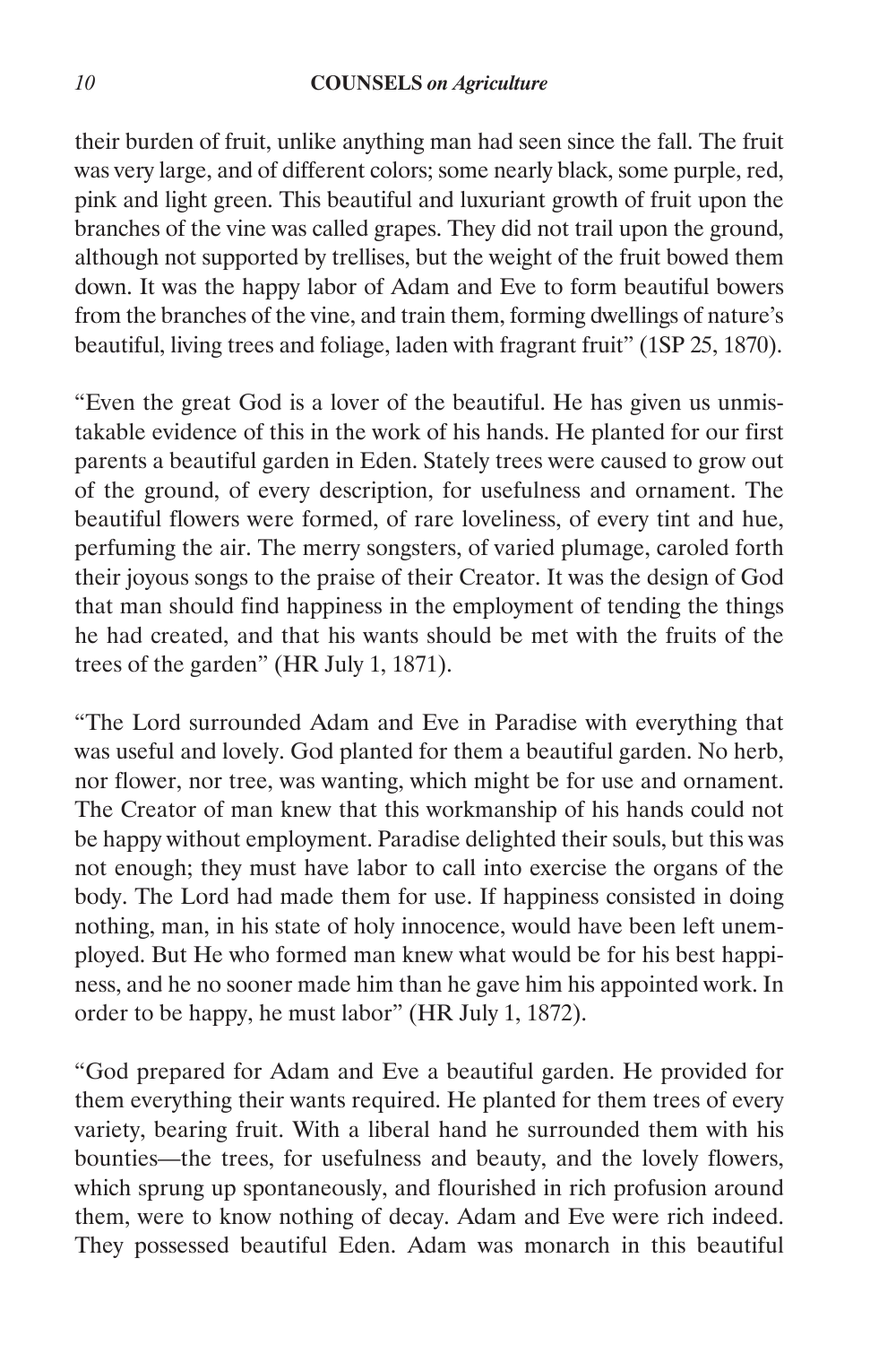their burden of fruit, unlike anything man had seen since the fall. The fruit was very large, and of different colors; some nearly black, some purple, red, pink and light green. This beautiful and luxuriant growth of fruit upon the branches of the vine was called grapes. They did not trail upon the ground, although not supported by trellises, but the weight of the fruit bowed them down. It was the happy labor of Adam and Eve to form beautiful bowers from the branches of the vine, and train them, forming dwellings of nature's beautiful, living trees and foliage, laden with fragrant fruit" (1SP 25, 1870).

"Even the great God is a lover of the beautiful. He has given us unmistakable evidence of this in the work of his hands. He planted for our first parents a beautiful garden in Eden. Stately trees were caused to grow out of the ground, of every description, for usefulness and ornament. The beautiful flowers were formed, of rare loveliness, of every tint and hue, perfuming the air. The merry songsters, of varied plumage, caroled forth their joyous songs to the praise of their Creator. It was the design of God that man should find happiness in the employment of tending the things he had created, and that his wants should be met with the fruits of the trees of the garden" (HR July 1, 1871).

"The Lord surrounded Adam and Eve in Paradise with everything that was useful and lovely. God planted for them a beautiful garden. No herb, nor flower, nor tree, was wanting, which might be for use and ornament. The Creator of man knew that this workmanship of his hands could not be happy without employment. Paradise delighted their souls, but this was not enough; they must have labor to call into exercise the organs of the body. The Lord had made them for use. If happiness consisted in doing nothing, man, in his state of holy innocence, would have been left unemployed. But He who formed man knew what would be for his best happiness, and he no sooner made him than he gave him his appointed work. In order to be happy, he must labor" (HR July 1, 1872).

"God prepared for Adam and Eve a beautiful garden. He provided for them everything their wants required. He planted for them trees of every variety, bearing fruit. With a liberal hand he surrounded them with his bounties—the trees, for usefulness and beauty, and the lovely flowers, which sprung up spontaneously, and flourished in rich profusion around them, were to know nothing of decay. Adam and Eve were rich indeed. They possessed beautiful Eden. Adam was monarch in this beautiful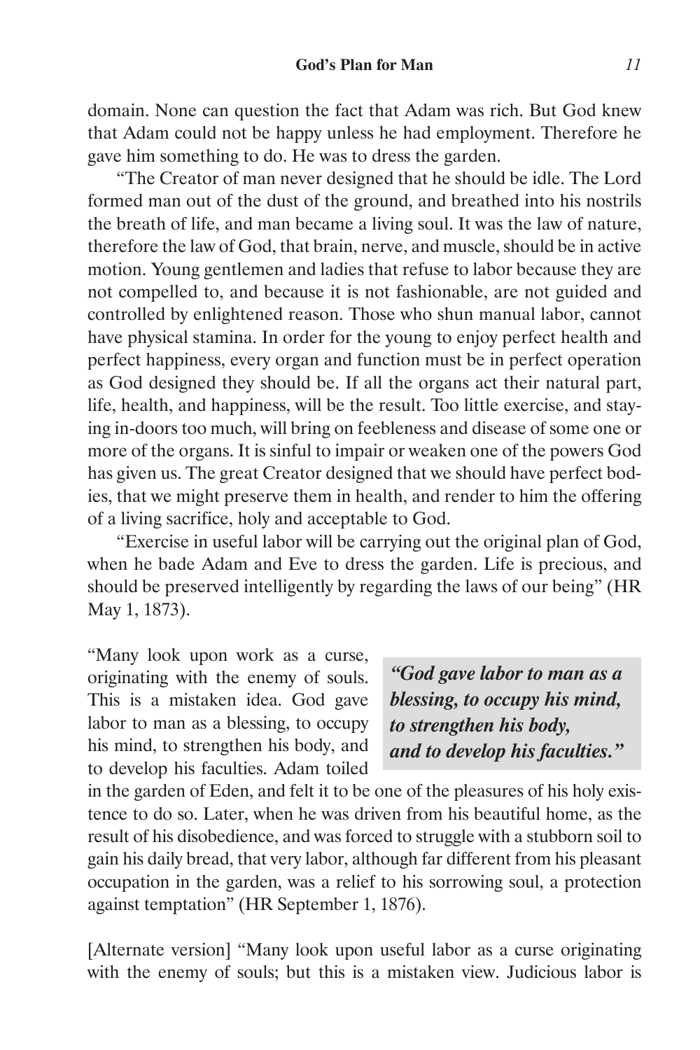domain. None can question the fact that Adam was rich. But God knew that Adam could not be happy unless he had employment. Therefore he gave him something to do. He was to dress the garden.

"The Creator of man never designed that he should be idle. The Lord formed man out of the dust of the ground, and breathed into his nostrils the breath of life, and man became a living soul. It was the law of nature, therefore the law of God, that brain, nerve, and muscle, should be in active motion. Young gentlemen and ladies that refuse to labor because they are not compelled to, and because it is not fashionable, are not guided and controlled by enlightened reason. Those who shun manual labor, cannot have physical stamina. In order for the young to enjoy perfect health and perfect happiness, every organ and function must be in perfect operation as God designed they should be. If all the organs act their natural part, life, health, and happiness, will be the result. Too little exercise, and staying in-doors too much, will bring on feebleness and disease of some one or more of the organs. It is sinful to impair or weaken one of the powers God has given us. The great Creator designed that we should have perfect bodies, that we might preserve them in health, and render to him the offering of a living sacrifice, holy and acceptable to God.

"Exercise in useful labor will be carrying out the original plan of God, when he bade Adam and Eve to dress the garden. Life is precious, and should be preserved intelligently by regarding the laws of our being" (HR May 1, 1873).

"Many look upon work as a curse, originating with the enemy of souls. This is a mistaken idea. God gave labor to man as a blessing, to occupy his mind, to strengthen his body, and to develop his faculties. Adam toiled in the garden of Eden, and felt it to be one of the pleasures of his holy existence to do so. Later, when he was driven from his beautiful home, as the result of his disobedience, and was forced to struggle with a stubborn soil to gain his daily bread, that very labor, although far different from his pleasant occupation in the garden, was a relief to his sorrowing soul, a protection against temptation" (HR September 1, 1876).

> ***"God gave labor to man as a blessing, to occupy his mind, to strengthen his body, and to develop his faculties."***

[Alternate version] "Many look upon useful labor as a curse originating with the enemy of souls; but this is a mistaken view. Judicious labor is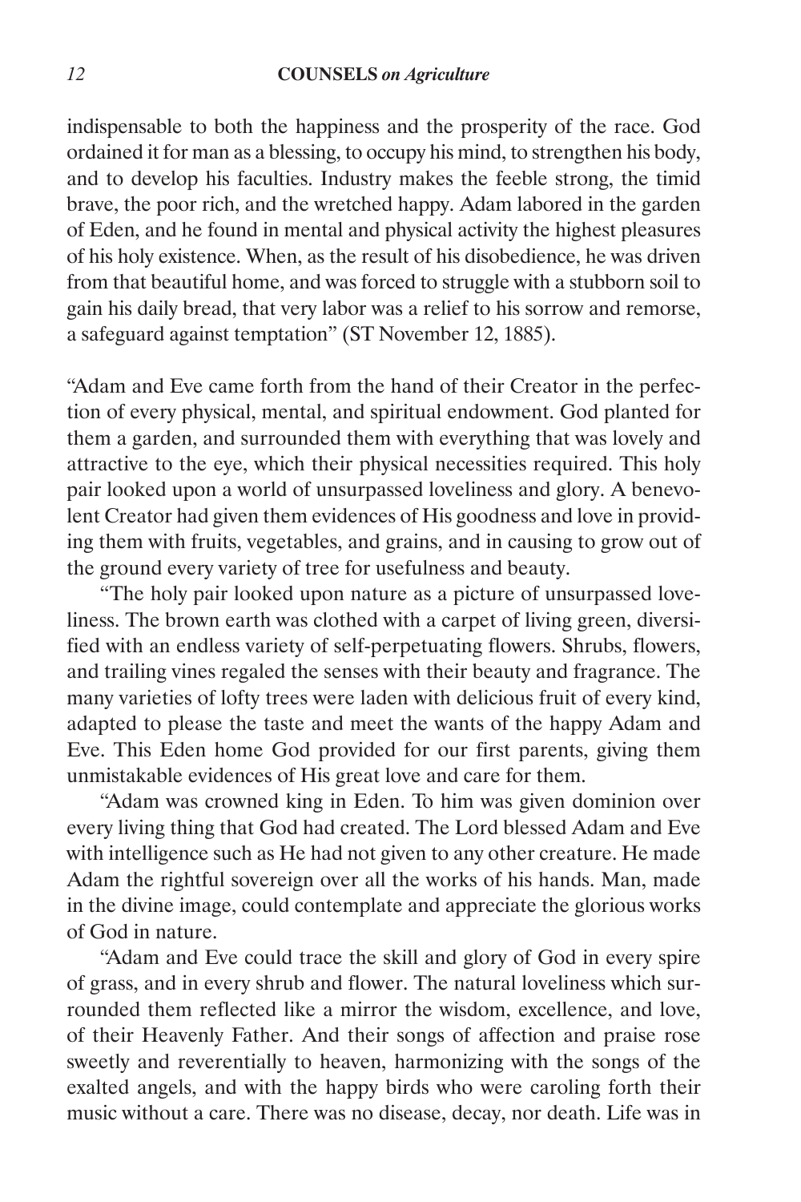indispensable to both the happiness and the prosperity of the race. God ordained it for man as a blessing, to occupy his mind, to strengthen his body, and to develop his faculties. Industry makes the feeble strong, the timid brave, the poor rich, and the wretched happy. Adam labored in the garden of Eden, and he found in mental and physical activity the highest pleasures of his holy existence. When, as the result of his disobedience, he was driven from that beautiful home, and was forced to struggle with a stubborn soil to gain his daily bread, that very labor was a relief to his sorrow and remorse, a safeguard against temptation" (ST November 12, 1885).

"Adam and Eve came forth from the hand of their Creator in the perfection of every physical, mental, and spiritual endowment. God planted for them a garden, and surrounded them with everything that was lovely and attractive to the eye, which their physical necessities required. This holy pair looked upon a world of unsurpassed loveliness and glory. A benevolent Creator had given them evidences of His goodness and love in providing them with fruits, vegetables, and grains, and in causing to grow out of the ground every variety of tree for usefulness and beauty.

"The holy pair looked upon nature as a picture of unsurpassed loveliness. The brown earth was clothed with a carpet of living green, diversified with an endless variety of self-perpetuating flowers. Shrubs, flowers, and trailing vines regaled the senses with their beauty and fragrance. The many varieties of lofty trees were laden with delicious fruit of every kind, adapted to please the taste and meet the wants of the happy Adam and Eve. This Eden home God provided for our first parents, giving them unmistakable evidences of His great love and care for them.

"Adam was crowned king in Eden. To him was given dominion over every living thing that God had created. The Lord blessed Adam and Eve with intelligence such as He had not given to any other creature. He made Adam the rightful sovereign over all the works of his hands. Man, made in the divine image, could contemplate and appreciate the glorious works of God in nature.

"Adam and Eve could trace the skill and glory of God in every spire of grass, and in every shrub and flower. The natural loveliness which surrounded them reflected like a mirror the wisdom, excellence, and love, of their Heavenly Father. And their songs of affection and praise rose sweetly and reverentially to heaven, harmonizing with the songs of the exalted angels, and with the happy birds who were caroling forth their music without a care. There was no disease, decay, nor death. Life was in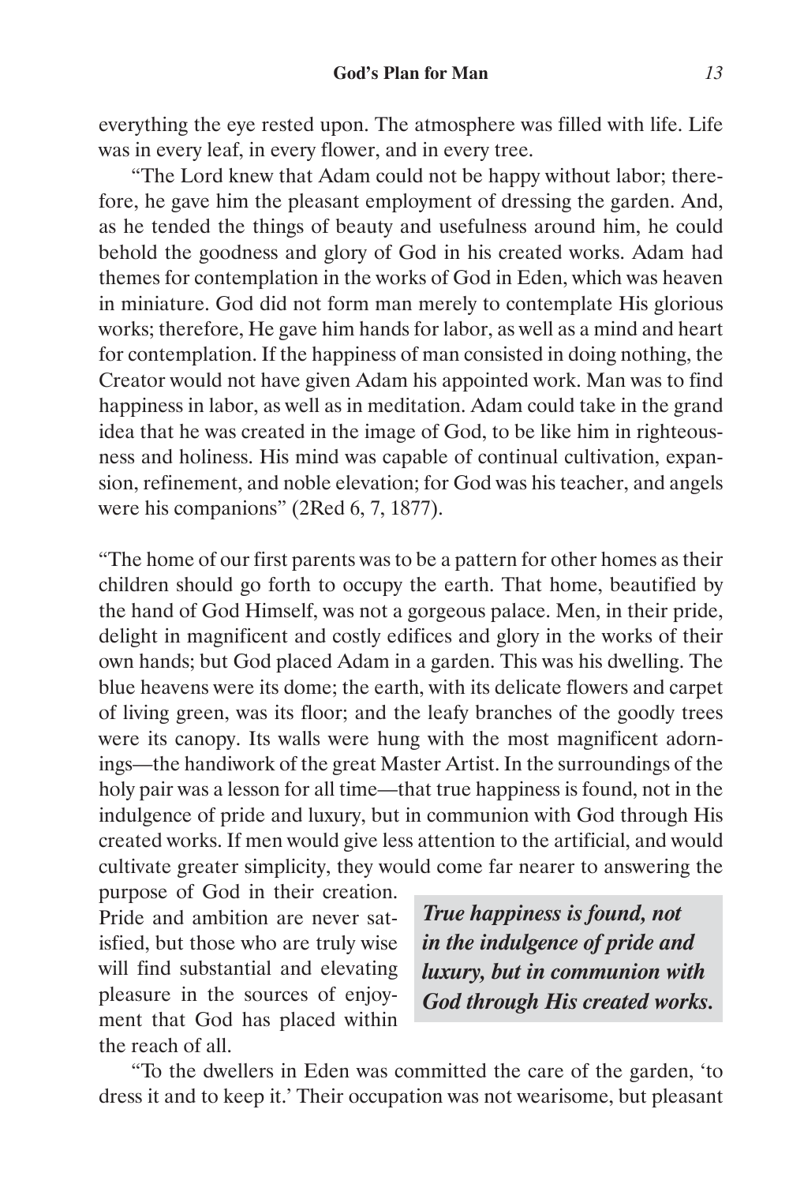everything the eye rested upon. The atmosphere was filled with life. Life was in every leaf, in every flower, and in every tree.

"The Lord knew that Adam could not be happy without labor; therefore, he gave him the pleasant employment of dressing the garden. And, as he tended the things of beauty and usefulness around him, he could behold the goodness and glory of God in his created works. Adam had themes for contemplation in the works of God in Eden, which was heaven in miniature. God did not form man merely to contemplate His glorious works; therefore, He gave him hands for labor, as well as a mind and heart for contemplation. If the happiness of man consisted in doing nothing, the Creator would not have given Adam his appointed work. Man was to find happiness in labor, as well as in meditation. Adam could take in the grand idea that he was created in the image of God, to be like him in righteousness and holiness. His mind was capable of continual cultivation, expansion, refinement, and noble elevation; for God was his teacher, and angels were his companions" (2Red 6, 7, 1877).

"The home of our first parents was to be a pattern for other homes as their children should go forth to occupy the earth. That home, beautified by the hand of God Himself, was not a gorgeous palace. Men, in their pride, delight in magnificent and costly edifices and glory in the works of their own hands; but God placed Adam in a garden. This was his dwelling. The blue heavens were its dome; the earth, with its delicate flowers and carpet of living green, was its floor; and the leafy branches of the goodly trees were its canopy. Its walls were hung with the most magnificent adornings—the handiwork of the great Master Artist. In the surroundings of the holy pair was a lesson for all time—that true happiness is found, not in the indulgence of pride and luxury, but in communion with God through His created works. If men would give less attention to the artificial, and would cultivate greater simplicity, they would come far nearer to answering the purpose of God in their creation. Pride and ambition are never satisfied, but those who are truly wise will find substantial and elevating pleasure in the sources of enjoyment that God has placed within the reach of all.

> ***True happiness is found, not in the indulgence of pride and luxury, but in communion with God through His created works.***

"To the dwellers in Eden was committed the care of the garden, 'to dress it and to keep it.' Their occupation was not wearisome, but pleasant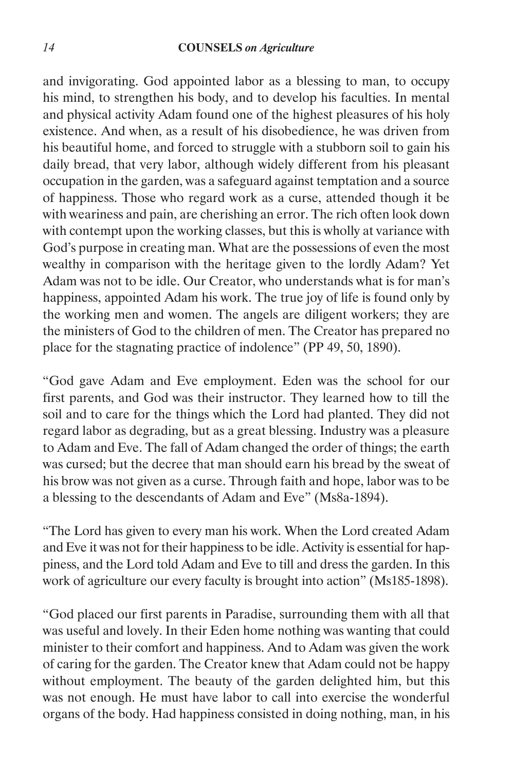and invigorating. God appointed labor as a blessing to man, to occupy his mind, to strengthen his body, and to develop his faculties. In mental and physical activity Adam found one of the highest pleasures of his holy existence. And when, as a result of his disobedience, he was driven from his beautiful home, and forced to struggle with a stubborn soil to gain his daily bread, that very labor, although widely different from his pleasant occupation in the garden, was a safeguard against temptation and a source of happiness. Those who regard work as a curse, attended though it be with weariness and pain, are cherishing an error. The rich often look down with contempt upon the working classes, but this is wholly at variance with God's purpose in creating man. What are the possessions of even the most wealthy in comparison with the heritage given to the lordly Adam? Yet Adam was not to be idle. Our Creator, who understands what is for man's happiness, appointed Adam his work. The true joy of life is found only by the working men and women. The angels are diligent workers; they are the ministers of God to the children of men. The Creator has prepared no place for the stagnating practice of indolence" (PP 49, 50, 1890).

"God gave Adam and Eve employment. Eden was the school for our first parents, and God was their instructor. They learned how to till the soil and to care for the things which the Lord had planted. They did not regard labor as degrading, but as a great blessing. Industry was a pleasure to Adam and Eve. The fall of Adam changed the order of things; the earth was cursed; but the decree that man should earn his bread by the sweat of his brow was not given as a curse. Through faith and hope, labor was to be a blessing to the descendants of Adam and Eve" (Ms8a-1894).

"The Lord has given to every man his work. When the Lord created Adam and Eve it was not for their happiness to be idle. Activity is essential for happiness, and the Lord told Adam and Eve to till and dress the garden. In this work of agriculture our every faculty is brought into action" (Ms185-1898).

"God placed our first parents in Paradise, surrounding them with all that was useful and lovely. In their Eden home nothing was wanting that could minister to their comfort and happiness. And to Adam was given the work of caring for the garden. The Creator knew that Adam could not be happy without employment. The beauty of the garden delighted him, but this was not enough. He must have labor to call into exercise the wonderful organs of the body. Had happiness consisted in doing nothing, man, in his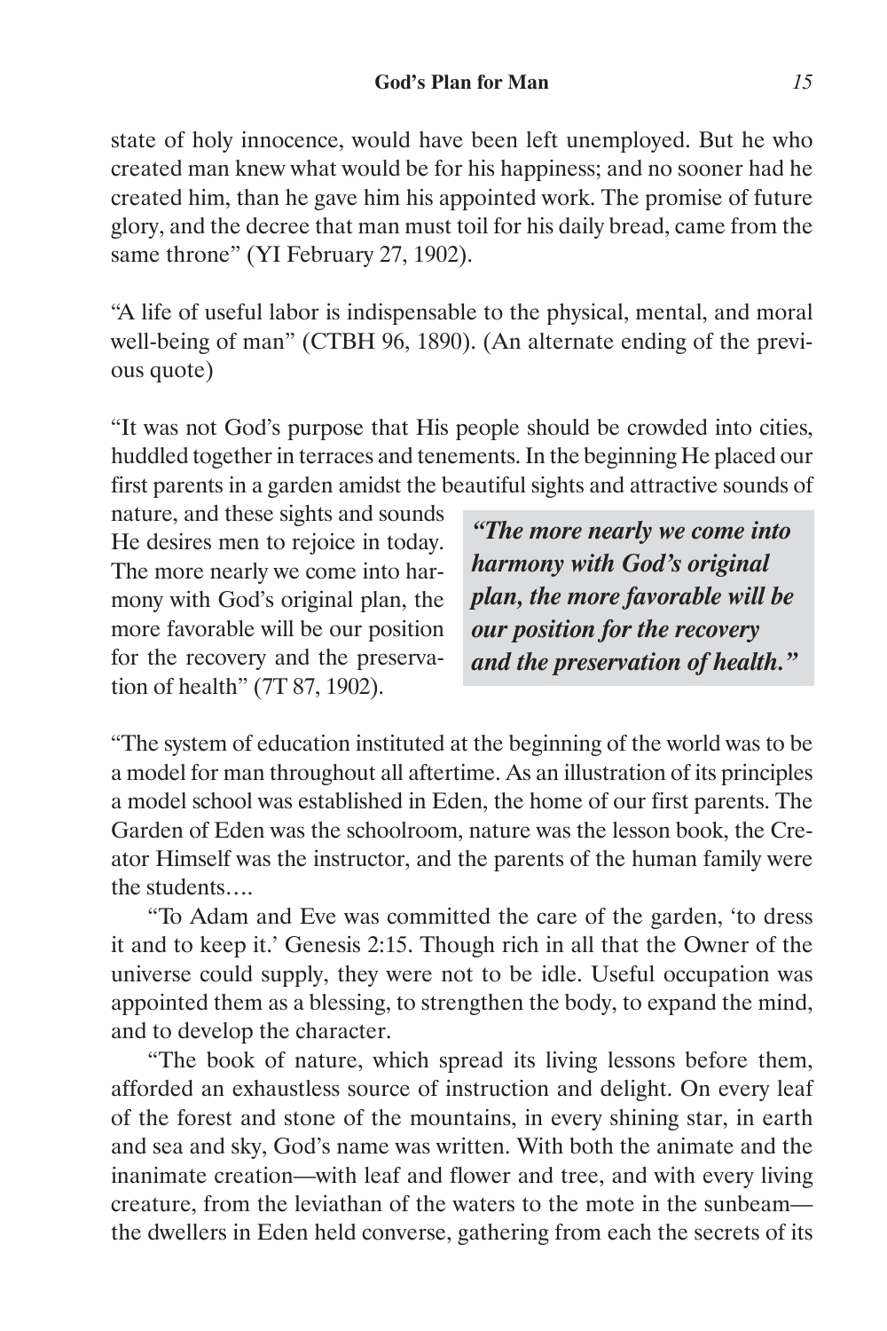state of holy innocence, would have been left unemployed. But he who created man knew what would be for his happiness; and no sooner had he created him, than he gave him his appointed work. The promise of future glory, and the decree that man must toil for his daily bread, came from the same throne" (YI February 27, 1902).

"A life of useful labor is indispensable to the physical, mental, and moral well-being of man" (CTBH 96, 1890). (An alternate ending of the previous quote)

"It was not God's purpose that His people should be crowded into cities, huddled together in terraces and tenements. In the beginning He placed our first parents in a garden amidst the beautiful sights and attractive sounds of nature, and these sights and sounds He desires men to rejoice in today. The more nearly we come into harmony with God's original plan, the more favorable will be our position for the recovery and the preservation of health" (7T 87, 1902).

> ***"The more nearly we come into harmony with God's original plan, the more favorable will be our position for the recovery and the preservation of health."***

"The system of education instituted at the beginning of the world was to be a model for man throughout all aftertime. As an illustration of its principles a model school was established in Eden, the home of our first parents. The Garden of Eden was the schoolroom, nature was the lesson book, the Creator Himself was the instructor, and the parents of the human family were the students….

"To Adam and Eve was committed the care of the garden, 'to dress it and to keep it.' Genesis 2:15. Though rich in all that the Owner of the universe could supply, they were not to be idle. Useful occupation was appointed them as a blessing, to strengthen the body, to expand the mind, and to develop the character.

"The book of nature, which spread its living lessons before them, afforded an exhaustless source of instruction and delight. On every leaf of the forest and stone of the mountains, in every shining star, in earth and sea and sky, God's name was written. With both the animate and the inanimate creation—with leaf and flower and tree, and with every living creature, from the leviathan of the waters to the mote in the sunbeam—the dwellers in Eden held converse, gathering from each the secrets of its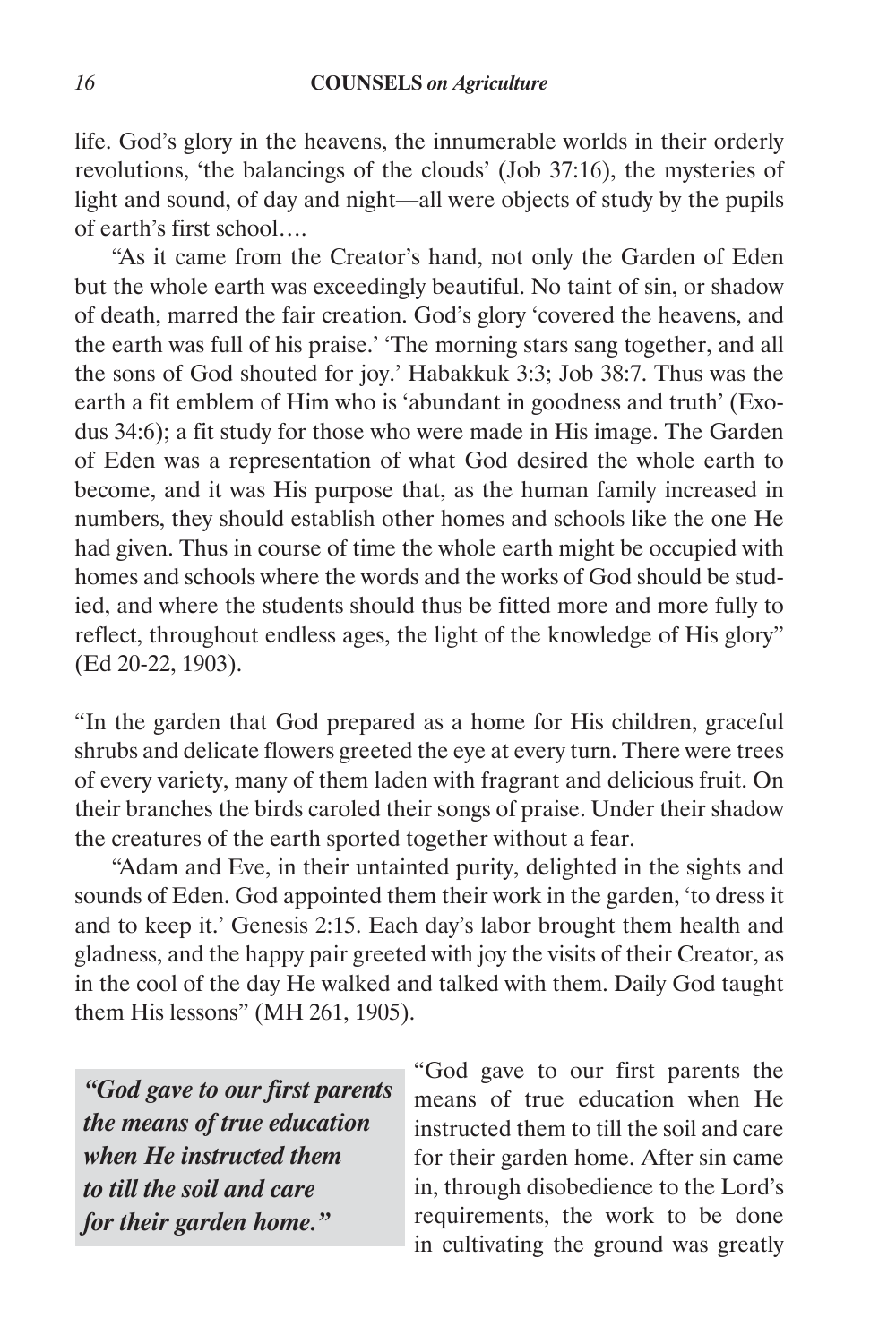life. God's glory in the heavens, the innumerable worlds in their orderly revolutions, 'the balancings of the clouds' (Job 37:16), the mysteries of light and sound, of day and night—all were objects of study by the pupils of earth's first school….

"As it came from the Creator's hand, not only the Garden of Eden but the whole earth was exceedingly beautiful. No taint of sin, or shadow of death, marred the fair creation. God's glory 'covered the heavens, and the earth was full of his praise.' 'The morning stars sang together, and all the sons of God shouted for joy.' Habakkuk 3:3; Job 38:7. Thus was the earth a fit emblem of Him who is 'abundant in goodness and truth' (Exodus 34:6); a fit study for those who were made in His image. The Garden of Eden was a representation of what God desired the whole earth to become, and it was His purpose that, as the human family increased in numbers, they should establish other homes and schools like the one He had given. Thus in course of time the whole earth might be occupied with homes and schools where the words and the works of God should be studied, and where the students should thus be fitted more and more fully to reflect, throughout endless ages, the light of the knowledge of His glory" (Ed 20-22, 1903).

"In the garden that God prepared as a home for His children, graceful shrubs and delicate flowers greeted the eye at every turn. There were trees of every variety, many of them laden with fragrant and delicious fruit. On their branches the birds caroled their songs of praise. Under their shadow the creatures of the earth sported together without a fear.

"Adam and Eve, in their untainted purity, delighted in the sights and sounds of Eden. God appointed them their work in the garden, 'to dress it and to keep it.' Genesis 2:15. Each day's labor brought them health and gladness, and the happy pair greeted with joy the visits of their Creator, as in the cool of the day He walked and talked with them. Daily God taught them His lessons" (MH 261, 1905).

> ***"God gave to our first parents the means of true education when He instructed them to till the soil and care for their garden home."***

"God gave to our first parents the means of true education when He instructed them to till the soil and care for their garden home. After sin came in, through disobedience to the Lord's requirements, the work to be done in cultivating the ground was greatly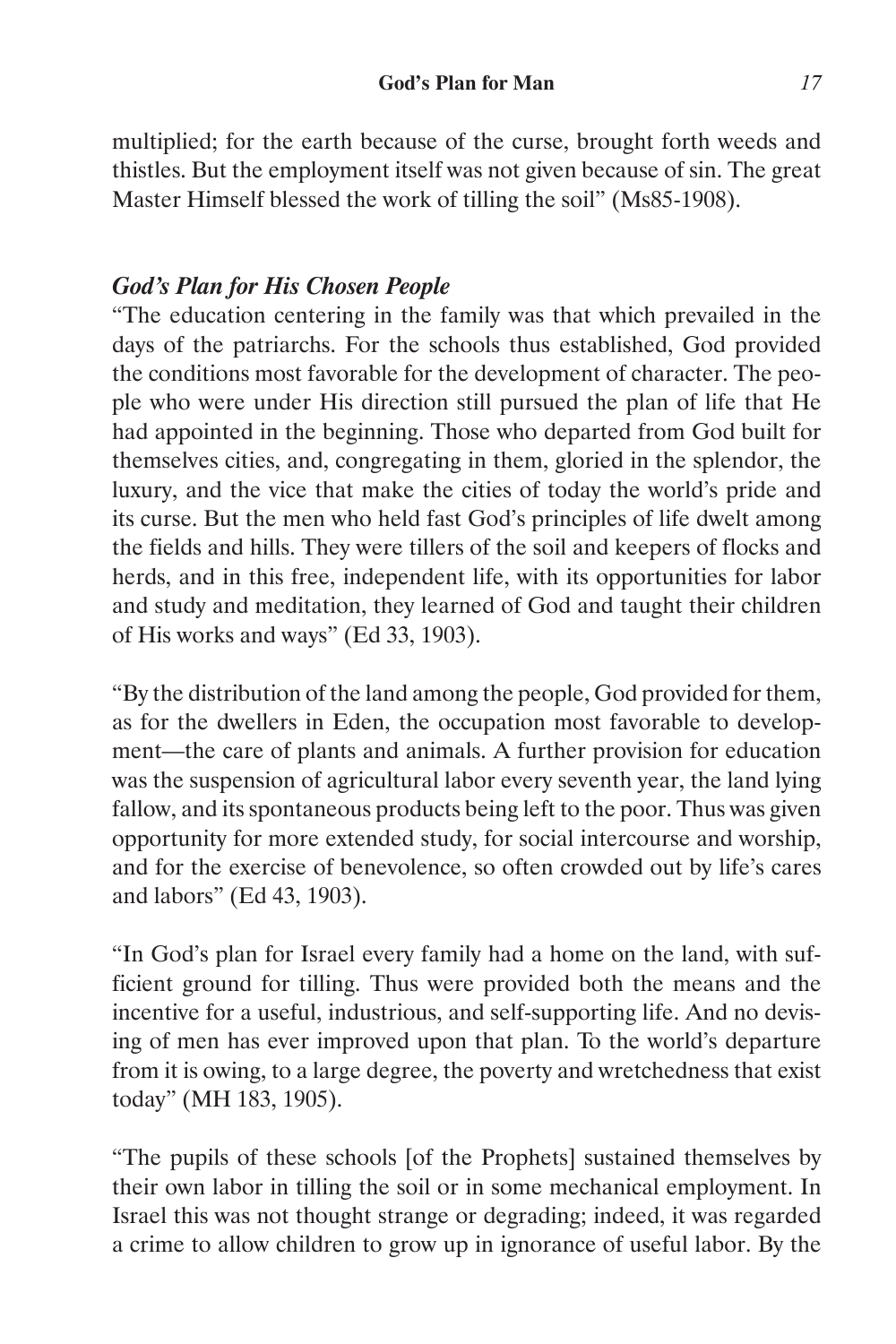multiplied; for the earth because of the curse, brought forth weeds and thistles. But the employment itself was not given because of sin. The great Master Himself blessed the work of tilling the soil" (Ms85-1908).

### *God's Plan for His Chosen People*

"The education centering in the family was that which prevailed in the days of the patriarchs. For the schools thus established, God provided the conditions most favorable for the development of character. The people who were under His direction still pursued the plan of life that He had appointed in the beginning. Those who departed from God built for themselves cities, and, congregating in them, gloried in the splendor, the luxury, and the vice that make the cities of today the world's pride and its curse. But the men who held fast God's principles of life dwelt among the fields and hills. They were tillers of the soil and keepers of flocks and herds, and in this free, independent life, with its opportunities for labor and study and meditation, they learned of God and taught their children of His works and ways" (Ed 33, 1903).

"By the distribution of the land among the people, God provided for them, as for the dwellers in Eden, the occupation most favorable to development—the care of plants and animals. A further provision for education was the suspension of agricultural labor every seventh year, the land lying fallow, and its spontaneous products being left to the poor. Thus was given opportunity for more extended study, for social intercourse and worship, and for the exercise of benevolence, so often crowded out by life's cares and labors" (Ed 43, 1903).

"In God's plan for Israel every family had a home on the land, with sufficient ground for tilling. Thus were provided both the means and the incentive for a useful, industrious, and self-supporting life. And no devising of men has ever improved upon that plan. To the world's departure from it is owing, to a large degree, the poverty and wretchedness that exist today" (MH 183, 1905).

"The pupils of these schools [of the Prophets] sustained themselves by their own labor in tilling the soil or in some mechanical employment. In Israel this was not thought strange or degrading; indeed, it was regarded a crime to allow children to grow up in ignorance of useful labor. By the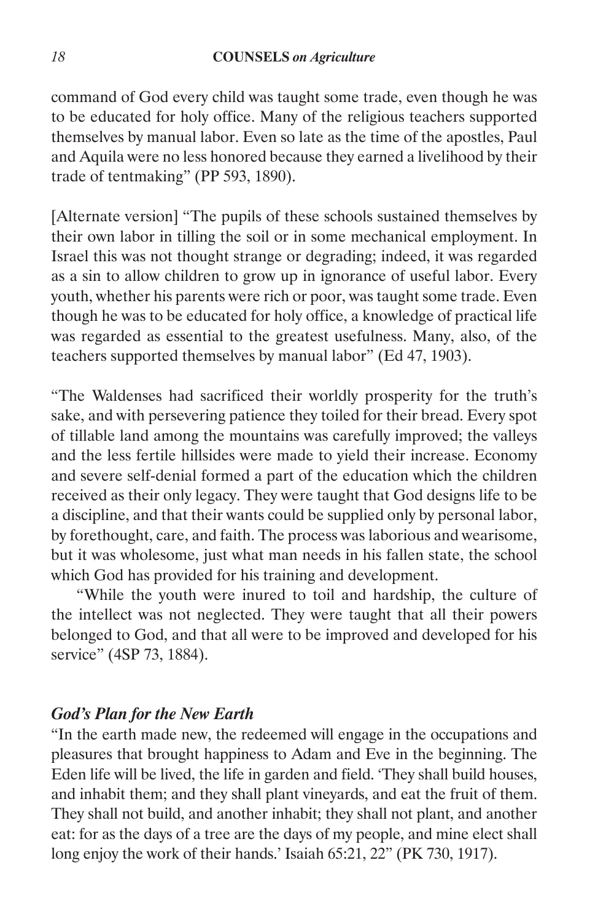command of God every child was taught some trade, even though he was to be educated for holy office. Many of the religious teachers supported themselves by manual labor. Even so late as the time of the apostles, Paul and Aquila were no less honored because they earned a livelihood by their trade of tentmaking" (PP 593, 1890).

[Alternate version] "The pupils of these schools sustained themselves by their own labor in tilling the soil or in some mechanical employment. In Israel this was not thought strange or degrading; indeed, it was regarded as a sin to allow children to grow up in ignorance of useful labor. Every youth, whether his parents were rich or poor, was taught some trade. Even though he was to be educated for holy office, a knowledge of practical life was regarded as essential to the greatest usefulness. Many, also, of the teachers supported themselves by manual labor" (Ed 47, 1903).

"The Waldenses had sacrificed their worldly prosperity for the truth's sake, and with persevering patience they toiled for their bread. Every spot of tillable land among the mountains was carefully improved; the valleys and the less fertile hillsides were made to yield their increase. Economy and severe self-denial formed a part of the education which the children received as their only legacy. They were taught that God designs life to be a discipline, and that their wants could be supplied only by personal labor, by forethought, care, and faith. The process was laborious and wearisome, but it was wholesome, just what man needs in his fallen state, the school which God has provided for his training and development.

"While the youth were inured to toil and hardship, the culture of the intellect was not neglected. They were taught that all their powers belonged to God, and that all were to be improved and developed for his service" (4SP 73, 1884).

### *God's Plan for the New Earth*

"In the earth made new, the redeemed will engage in the occupations and pleasures that brought happiness to Adam and Eve in the beginning. The Eden life will be lived, the life in garden and field. 'They shall build houses, and inhabit them; and they shall plant vineyards, and eat the fruit of them. They shall not build, and another inhabit; they shall not plant, and another eat: for as the days of a tree are the days of my people, and mine elect shall long enjoy the work of their hands.' Isaiah 65:21, 22" (PK 730, 1917).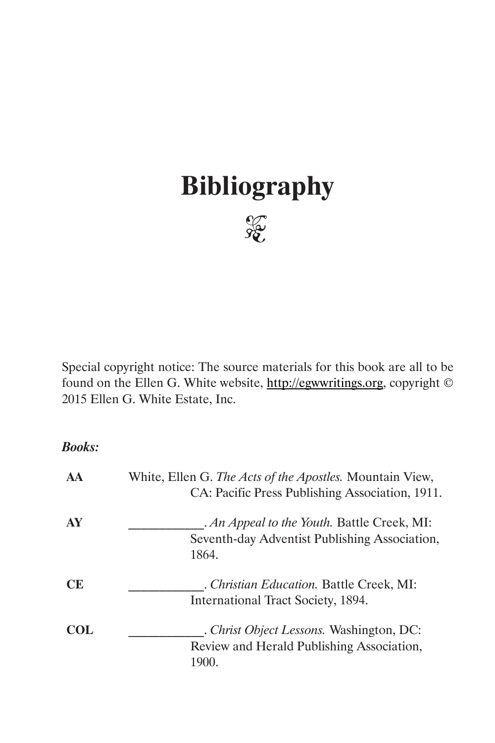# Bibliography

Special copyright notice: The source materials for this book are all to be found on the Ellen G. White website, http://egwwritings.org, copyright © 2015 Ellen G. White Estate, Inc.

***Books:***

| | |
|---|---|
| **AA** | White, Ellen G. *The Acts of the Apostles.* Mountain View, CA: Pacific Press Publishing Association, 1911. |
| **AY** | ___________. *An Appeal to the Youth.* Battle Creek, MI: Seventh-day Adventist Publishing Association, 1864. |
| **CE** | ___________. *Christian Education.* Battle Creek, MI: International Tract Society, 1894. |
| **COL** | ___________. *Christ Object Lessons.* Washington, DC: Review and Herald Publishing Association, 1900. |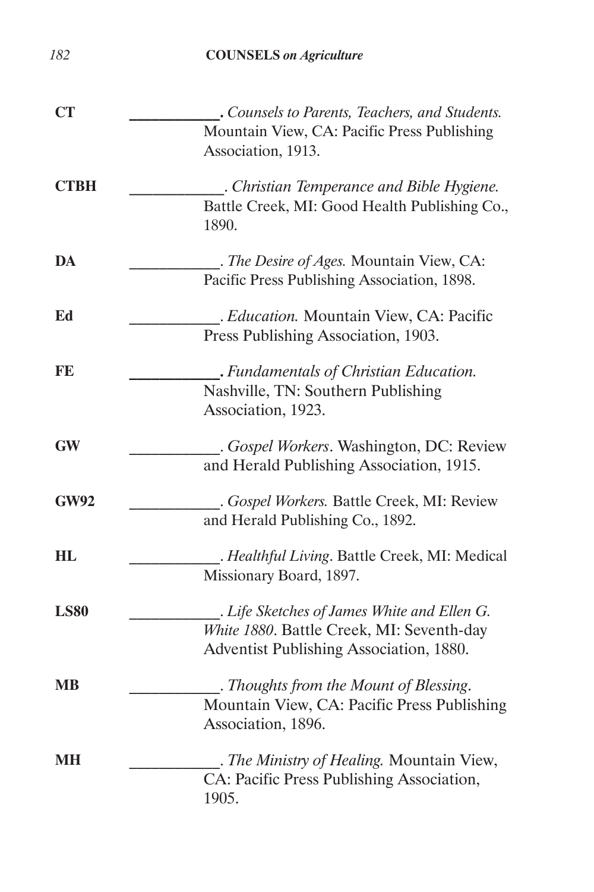**CT** ___________. *Counsels to Parents, Teachers, and Students.* Mountain View, CA: Pacific Press Publishing Association, 1913.

**CTBH** ___________. *Christian Temperance and Bible Hygiene.* Battle Creek, MI: Good Health Publishing Co., 1890.

**DA** ___________. *The Desire of Ages.* Mountain View, CA: Pacific Press Publishing Association, 1898.

**Ed** ___________. *Education.* Mountain View, CA: Pacific Press Publishing Association, 1903.

**FE** ___________. *Fundamentals of Christian Education.* Nashville, TN: Southern Publishing Association, 1923.

**GW** ___________. *Gospel Workers*. Washington, DC: Review and Herald Publishing Association, 1915.

**GW92** ___________. *Gospel Workers.* Battle Creek, MI: Review and Herald Publishing Co., 1892.

**HL** ___________. *Healthful Living*. Battle Creek, MI: Medical Missionary Board, 1897.

**LS80** ___________. *Life Sketches of James White and Ellen G. White 1880*. Battle Creek, MI: Seventh-day Adventist Publishing Association, 1880.

**MB** ___________. *Thoughts from the Mount of Blessing*. Mountain View, CA: Pacific Press Publishing Association, 1896.

**MH** ___________. *The Ministry of Healing.* Mountain View, CA: Pacific Press Publishing Association, 1905.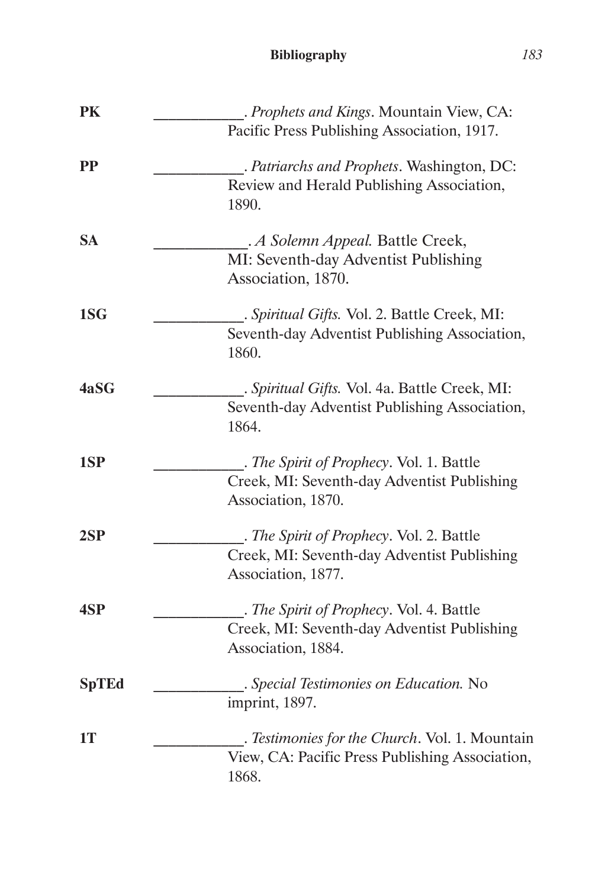| | |
|---|---|
| **PK** | ___________. *Prophets and Kings*. Mountain View, CA: Pacific Press Publishing Association, 1917. |
| **PP** | ___________. *Patriarchs and Prophets*. Washington, DC: Review and Herald Publishing Association, 1890. |
| **SA** | ___________. *A Solemn Appeal.* Battle Creek, MI: Seventh-day Adventist Publishing Association, 1870. |
| **1SG** | ___________. *Spiritual Gifts.* Vol. 2. Battle Creek, MI: Seventh-day Adventist Publishing Association, 1860. |
| **4aSG** | ___________. *Spiritual Gifts.* Vol. 4a. Battle Creek, MI: Seventh-day Adventist Publishing Association, 1864. |
| **1SP** | ___________. *The Spirit of Prophecy*. Vol. 1. Battle Creek, MI: Seventh-day Adventist Publishing Association, 1870. |
| **2SP** | ___________. *The Spirit of Prophecy*. Vol. 2. Battle Creek, MI: Seventh-day Adventist Publishing Association, 1877. |
| **4SP** | ___________. *The Spirit of Prophecy*. Vol. 4. Battle Creek, MI: Seventh-day Adventist Publishing Association, 1884. |
| **SpTEd** | ___________. *Special Testimonies on Education.* No imprint, 1897. |
| **1T** | ___________. *Testimonies for the Church*. Vol. 1. Mountain View, CA: Pacific Press Publishing Association, 1868. |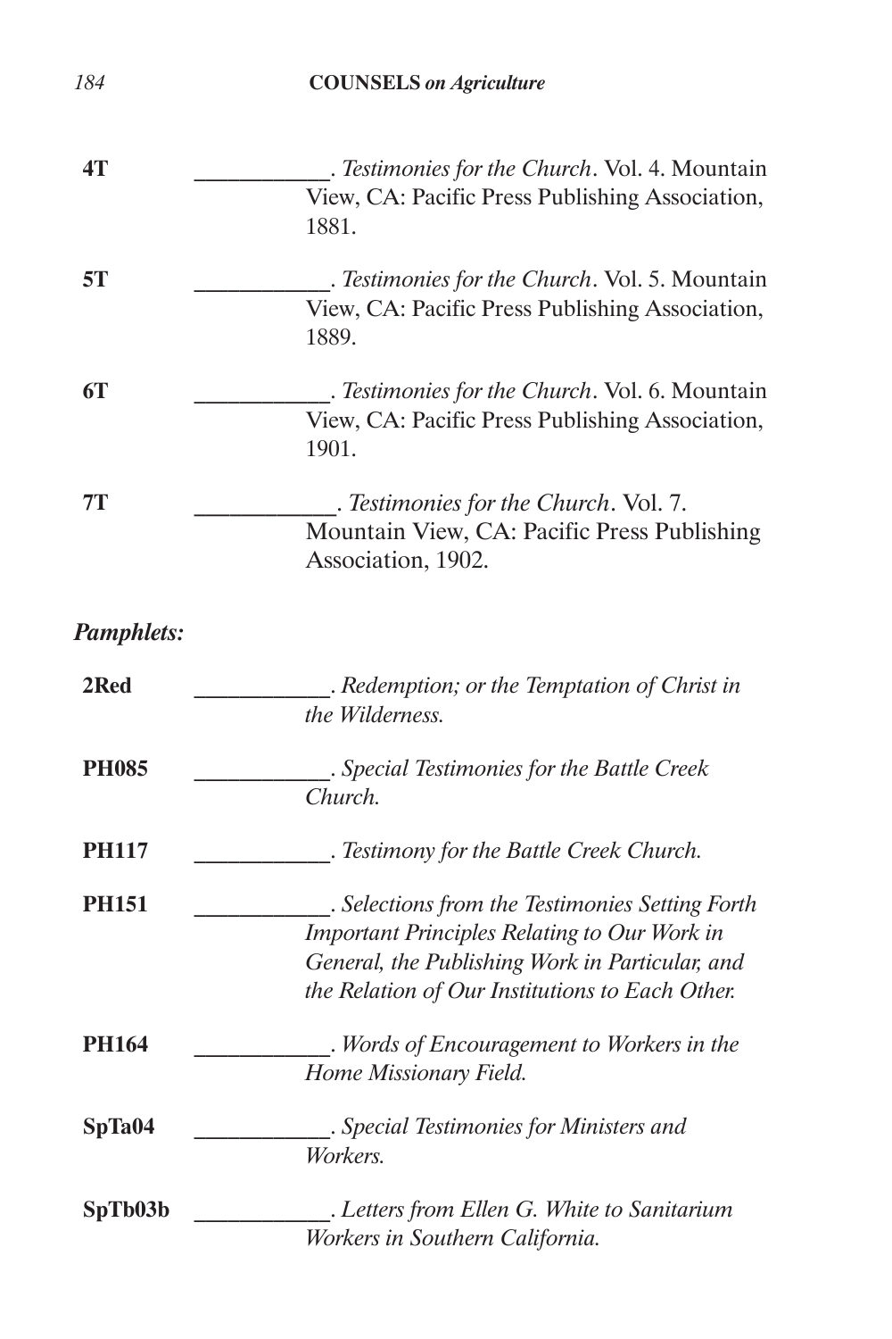**4T** ___________. *Testimonies for the Church*. Vol. 4. Mountain View, CA: Pacific Press Publishing Association, 1881.

**5T** ___________. *Testimonies for the Church*. Vol. 5. Mountain View, CA: Pacific Press Publishing Association, 1889.

**6T** ___________. *Testimonies for the Church*. Vol. 6. Mountain View, CA: Pacific Press Publishing Association, 1901.

**7T** ___________. *Testimonies for the Church*. Vol. 7. Mountain View, CA: Pacific Press Publishing Association, 1902.

***Pamphlets:***

**2Red** ___________. *Redemption; or the Temptation of Christ in the Wilderness.*

**PH085** ___________. *Special Testimonies for the Battle Creek Church.*

**PH117** ___________. *Testimony for the Battle Creek Church.*

**PH151** ___________. *Selections from the Testimonies Setting Forth Important Principles Relating to Our Work in General, the Publishing Work in Particular, and the Relation of Our Institutions to Each Other.*

**PH164** ___________. *Words of Encouragement to Workers in the Home Missionary Field.*

**SpTa04** ___________. *Special Testimonies for Ministers and Workers.*

**SpTb03b** ___________. *Letters from Ellen G. White to Sanitarium Workers in Southern California.*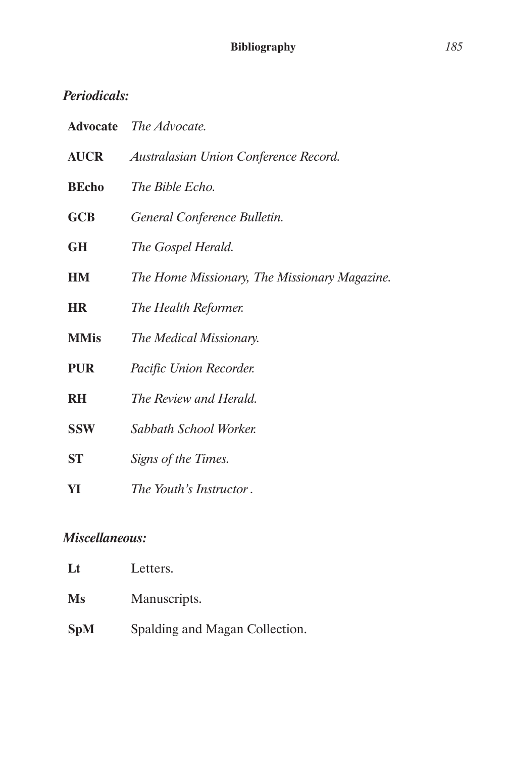### *Periodicals:*

**Advocate** *The Advocate.*

**AUCR** *Australasian Union Conference Record.*

**BEcho** *The Bible Echo.*

**GCB** *General Conference Bulletin.*

**GH** *The Gospel Herald.*

**HM** *The Home Missionary, The Missionary Magazine.*

**HR** *The Health Reformer.*

**MMis** *The Medical Missionary.*

**PUR** *Pacific Union Recorder.*

**RH** *The Review and Herald.*

**SSW** *Sabbath School Worker.*

**ST** *Signs of the Times.*

**YI** *The Youth's Instructor .*

### *Miscellaneous:*

**Lt** Letters.

**Ms** Manuscripts.

**SpM** Spalding and Magan Collection.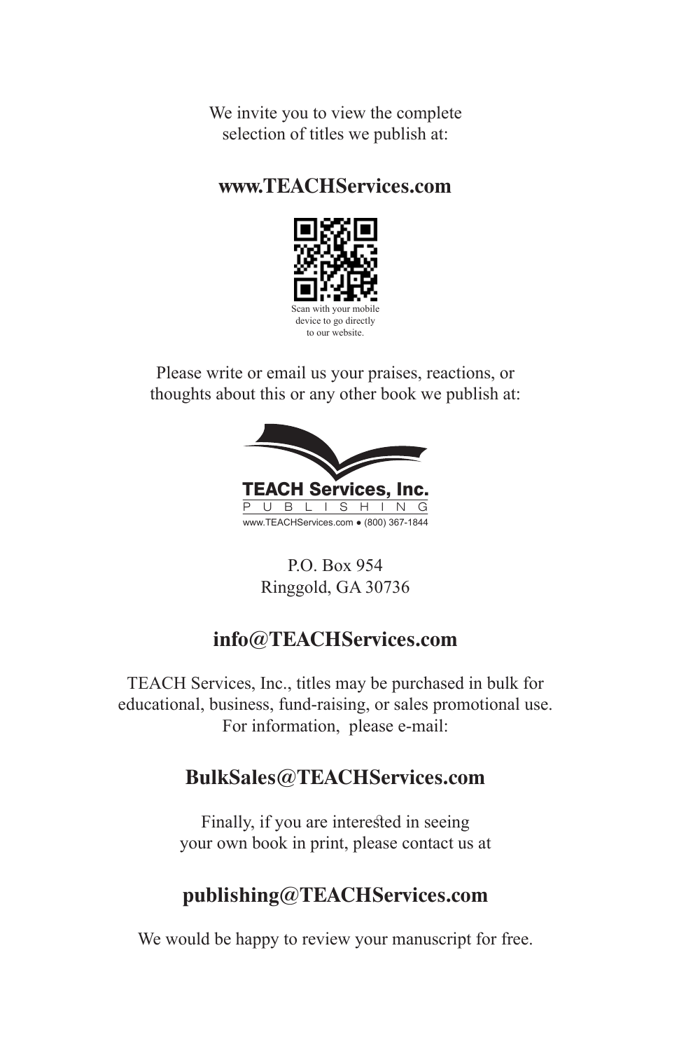We invite you to view the complete selection of titles we publish at:

**www.TEACHServices.com**

Scan with your mobile device to go directly to our website.

Please write or email us your praises, reactions, or thoughts about this or any other book we publish at:

**TEACH Services, Inc.**
PUBLISHING
www.TEACHServices.com • (800) 367-1844

P.O. Box 954
Ringgold, GA 30736

**info@TEACHServices.com**

TEACH Services, Inc., titles may be purchased in bulk for educational, business, fund-raising, or sales promotional use. For information, please e-mail:

**BulkSales@TEACHServices.com**

Finally, if you are interested in seeing your own book in print, please contact us at

**publishing@TEACHServices.com**

We would be happy to review your manuscript for free.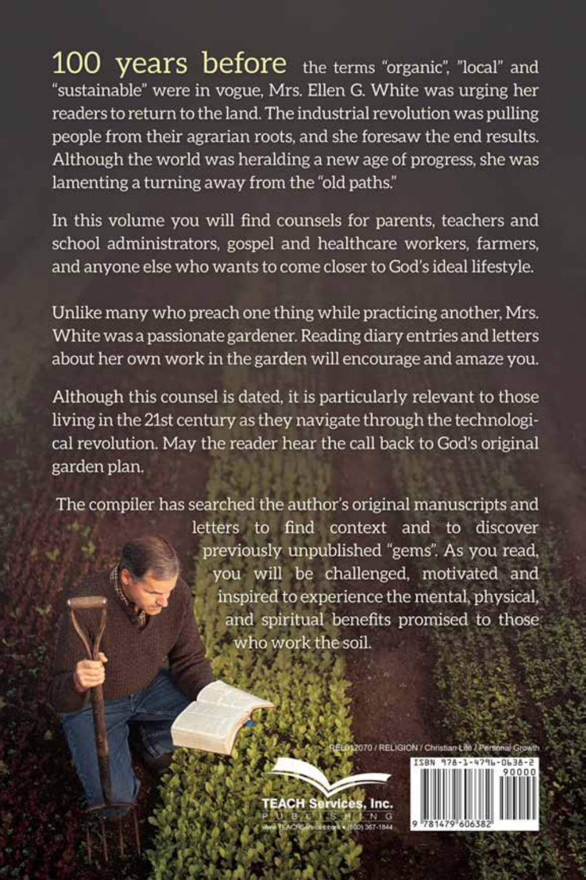100 years before the terms "organic", "local" and "sustainable" were in vogue, Mrs. Ellen G. White was urging her readers to return to the land. The industrial revolution was pulling people from their agrarian roots, and she foresaw the end results. Although the world was heralding a new age of progress, she was lamenting a turning away from the "old paths."

In this volume you will find counsels for parents, teachers and school administrators, gospel and healthcare workers, farmers, and anyone else who wants to come closer to God's ideal lifestyle.

Unlike many who preach one thing while practicing another, Mrs. White was a passionate gardener. Reading diary entries and letters about her own work in the garden will encourage and amaze you.

Although this counsel is dated, it is particularly relevant to those living in the 21st century as they navigate through the technological revolution. May the reader hear the call back to God's original garden plan.

The compiler has searched the author's original manuscripts and letters to find context and to discover previously unpublished "gems". As you read, you will be challenged, motivated and inspired to experience the mental, physical, and spiritual benefits promised to those who work the soil.

REL012070 / RELIGION / Christian Life / Personal Growth

ISBN 978-1-4796-0638-2

90000

9 781479 606382

TEACH Services, Inc.
PUBLISHING
www.TEACHServices.com • (800) 367-1844